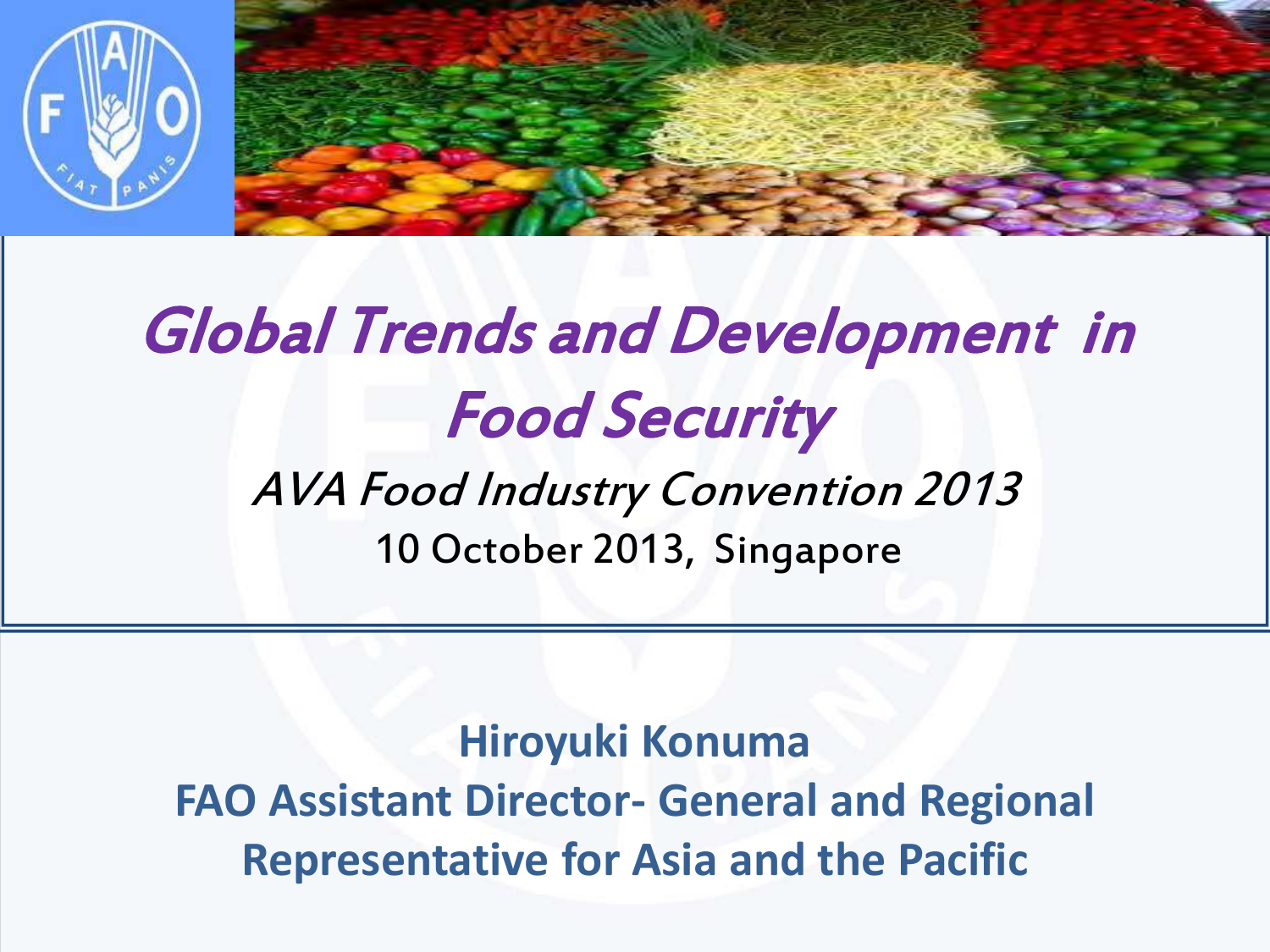# *Global Trends and Development in Food Security*

*AVA Food Industry Convention 2013*

10 October 2013, Singapore

**Hiroyuki Konuma**

**FAO Assistant Director- General and Regional Representative for Asia and the Pacific**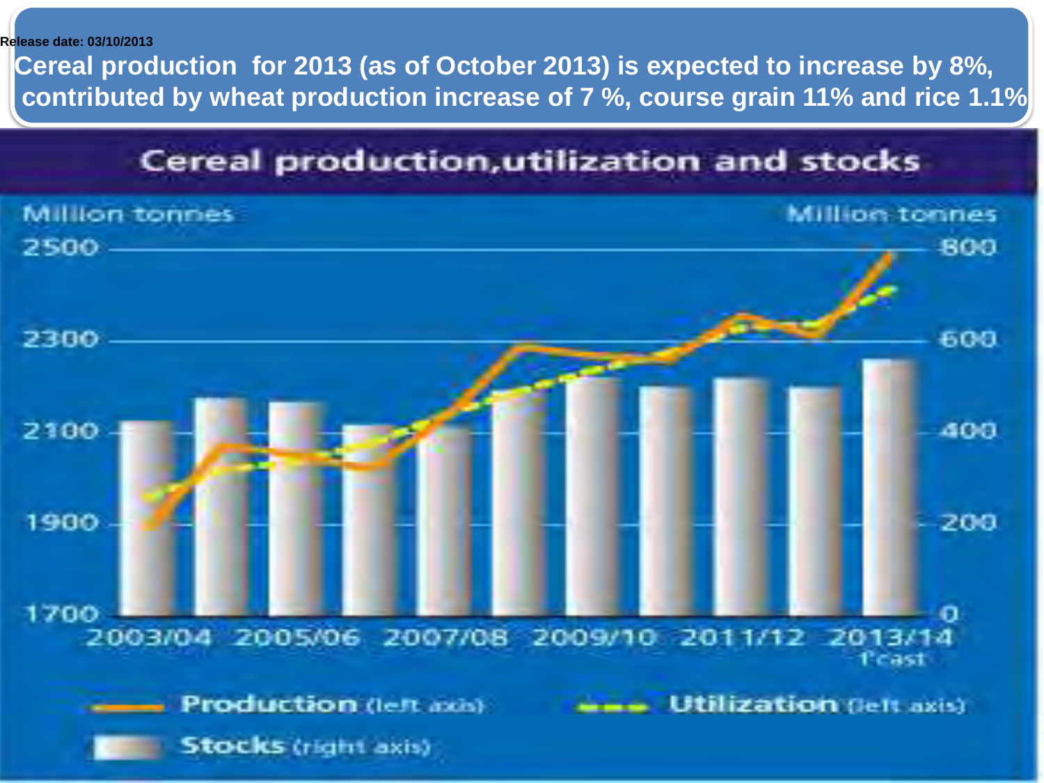Release date: 03/10/2013

**Cereal production for 2013 (as of October 2013) is expected to increase by 8%, contributed by wheat production increase of 7 %, course grain 11% and rice 1.1%**

## Cereal production,utilization and stocks

Million tonnes (left axis): 1700, 1900, 2100, 2300, 2500

Million tonnes (right axis): 0, 200, 400, 600, 800

2003/04 2005/06 2007/08 2009/10 2011/12 2013/14 f'cast

Production (left axis)

Utilization (left axis)

Stocks (right axis)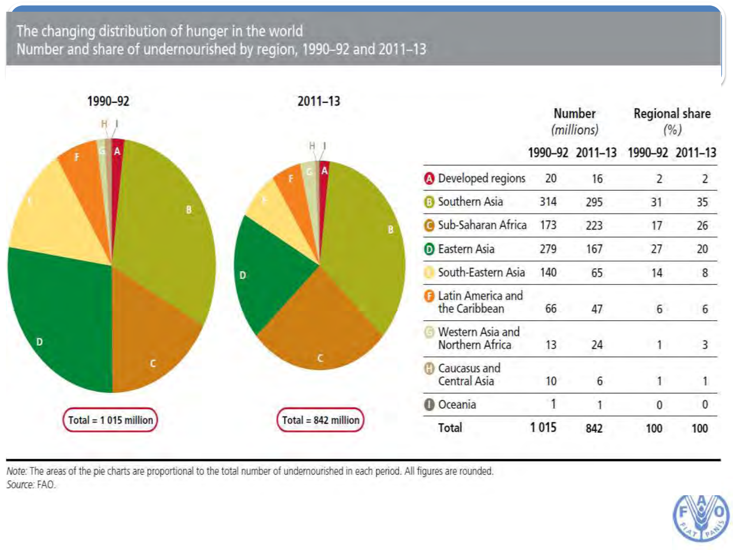# The changing distribution of hunger in the world

## Number and share of undernourished by region, 1990–92 and 2011–13

**1990–92** — Total = 1 015 million

**2011–13** — Total = 842 million

| | Number (millions) | | Regional share (%) | |
|---|---|---|---|---|
| | 1990–92 | 2011–13 | 1990–92 | 2011–13 |
| A Developed regions | 20 | 16 | 2 | 2 |
| B Southern Asia | 314 | 295 | 31 | 35 |
| C Sub-Saharan Africa | 173 | 223 | 17 | 26 |
| D Eastern Asia | 279 | 167 | 27 | 20 |
| E South-Eastern Asia | 140 | 65 | 14 | 8 |
| F Latin America and the Caribbean | 66 | 47 | 6 | 6 |
| G Western Asia and Northern Africa | 13 | 24 | 1 | 3 |
| H Caucasus and Central Asia | 10 | 6 | 1 | 1 |
| I Oceania | 1 | 1 | 0 | 0 |
| **Total** | **1 015** | **842** | **100** | **100** |

*Note:* The areas of the pie charts are proportional to the total number of undernourished in each period. All figures are rounded.

*Source:* FAO.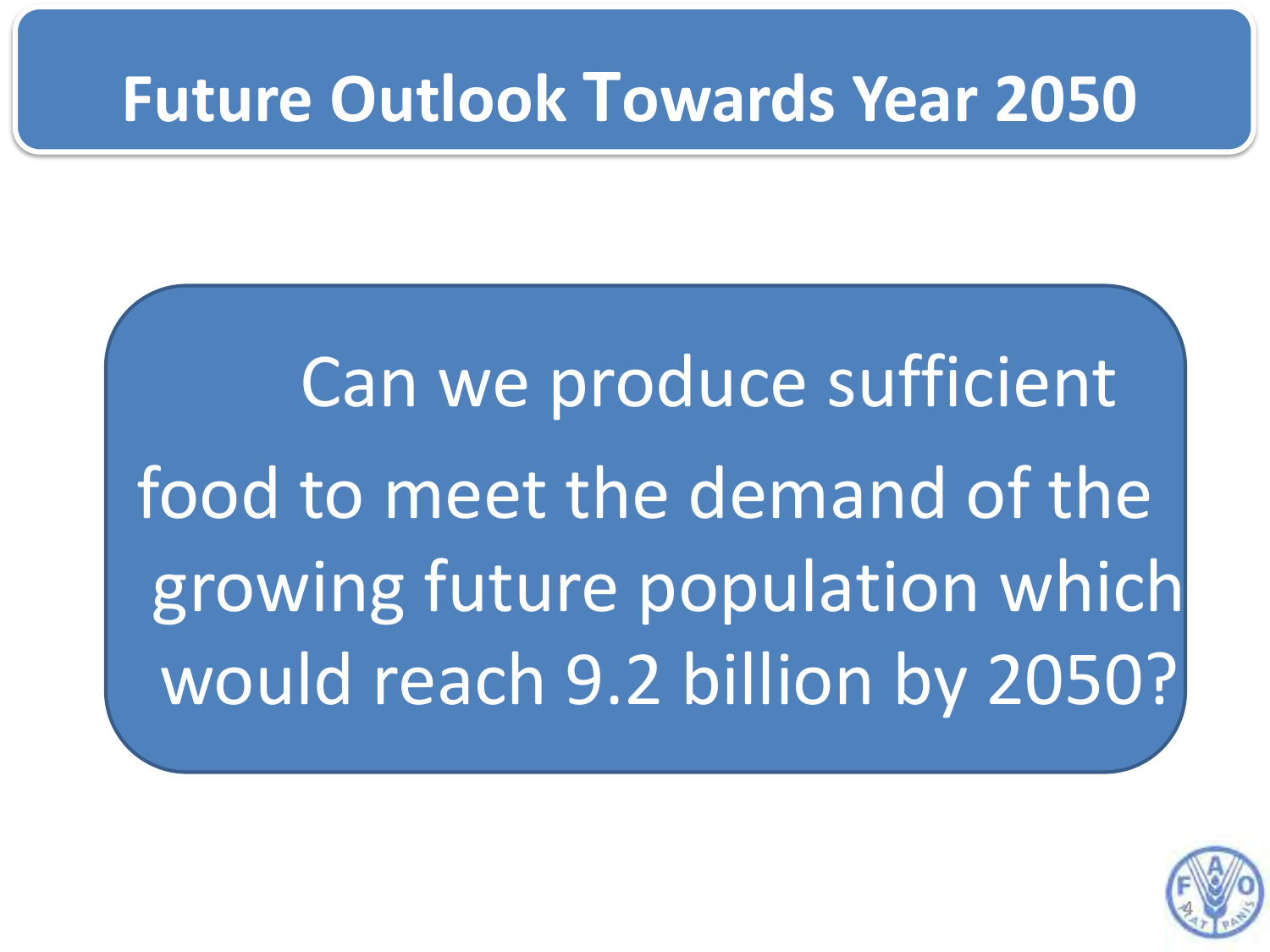# Future Outlook Towards Year 2050

Can we produce sufficient food to meet the demand of the growing future population which would reach 9.2 billion by 2050?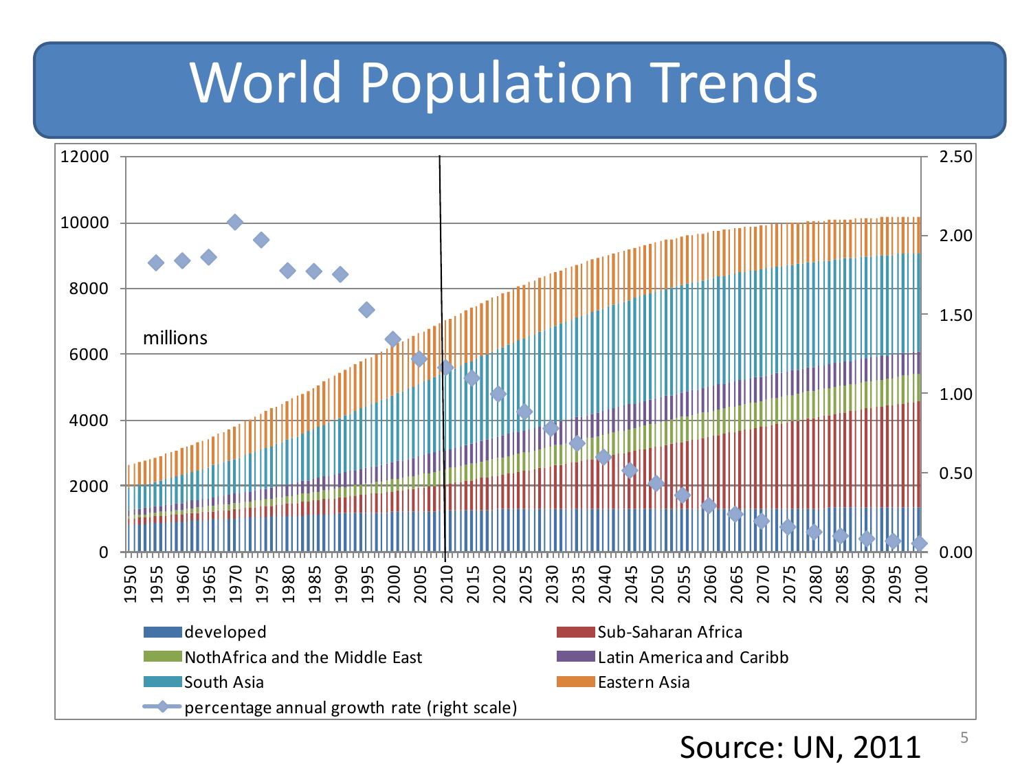# World Population Trends

millions

| | |
|---|---|
| developed | Sub-Saharan Africa |
| NothAfrica and the Middle East | Latin America and Caribb |
| South Asia | Eastern Asia |
| percentage annual growth rate (right scale) | |

Source: UN, 2011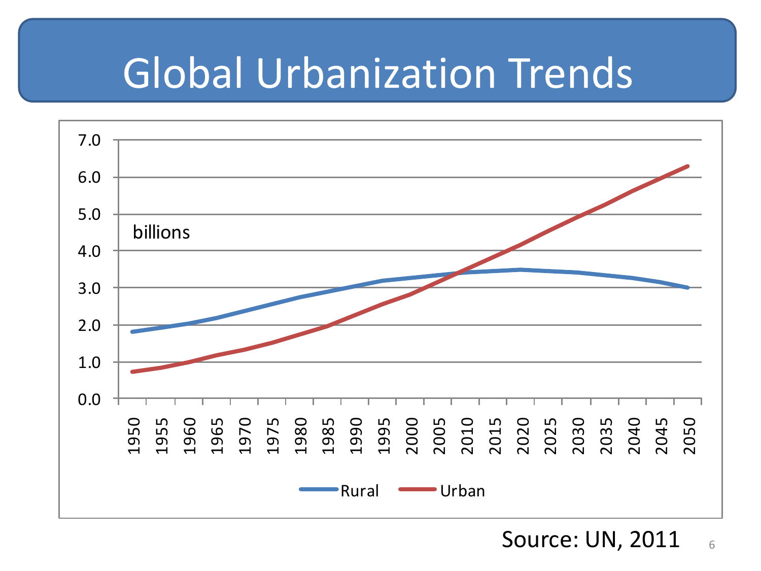# Global Urbanization Trends

billions

Rural Urban

Source: UN, 2011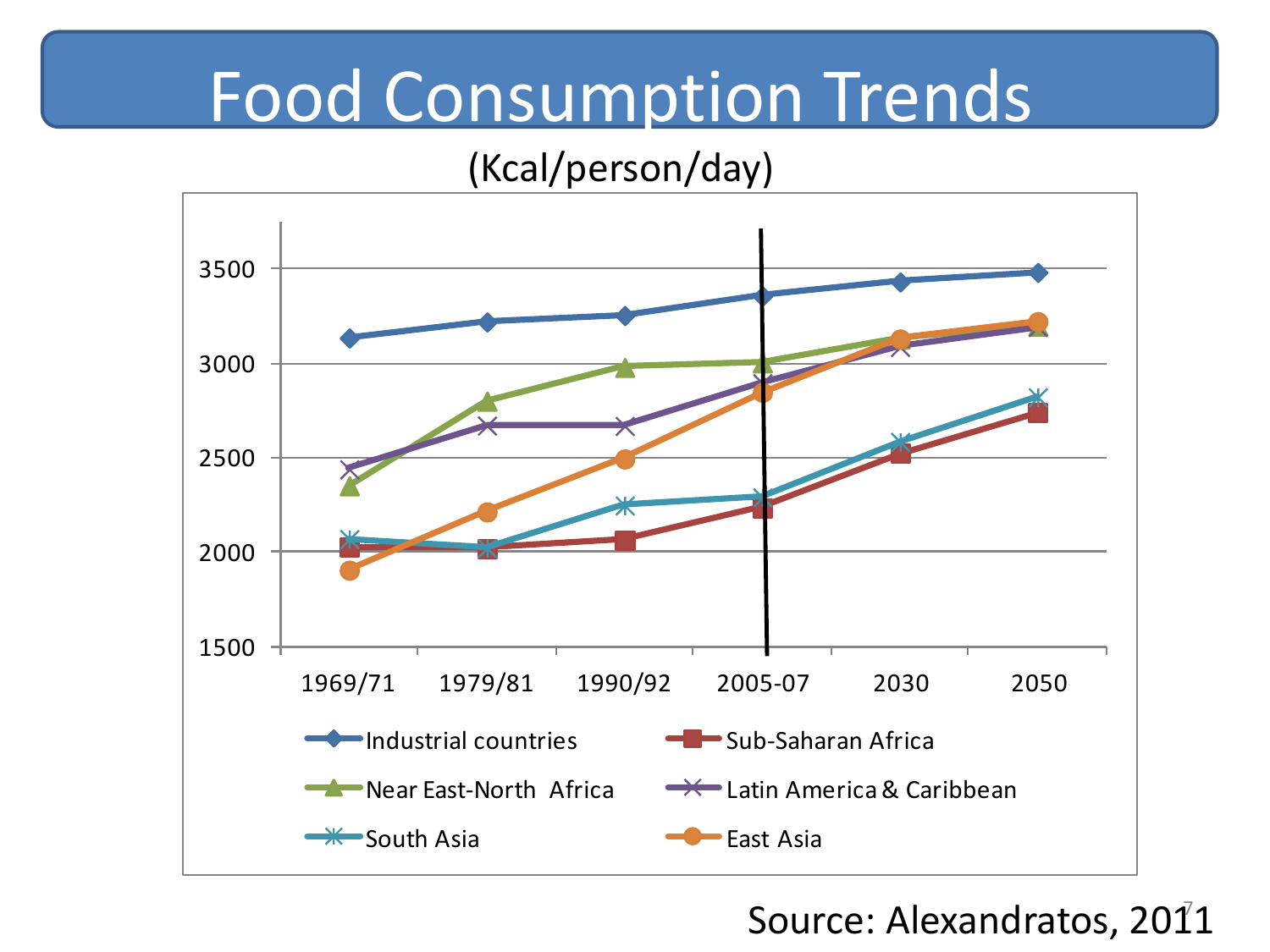# Food Consumption Trends

(Kcal/person/day)

3500
3000
2500
2000
1500

1969/71 1979/81 1990/92 2005-07 2030 2050

Industrial countries
Sub-Saharan Africa
Near East-North Africa
Latin America & Caribbean
South Asia
East Asia

Source: Alexandratos, 2011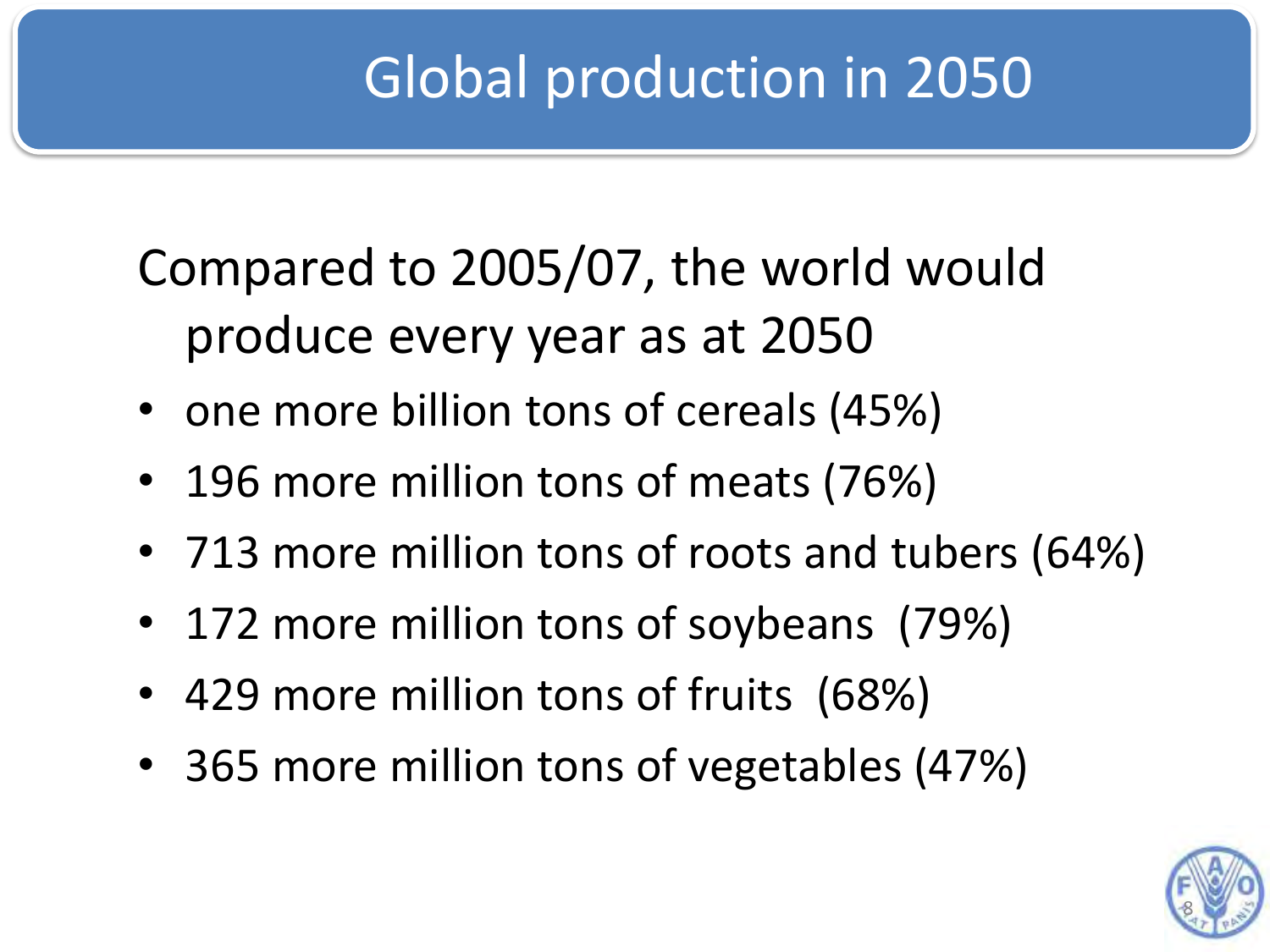# Global production in 2050

Compared to 2005/07, the world would produce every year as at 2050

- one more billion tons of cereals (45%)
- 196 more million tons of meats (76%)
- 713 more million tons of roots and tubers (64%)
- 172 more million tons of soybeans (79%)
- 429 more million tons of fruits (68%)
- 365 more million tons of vegetables (47%)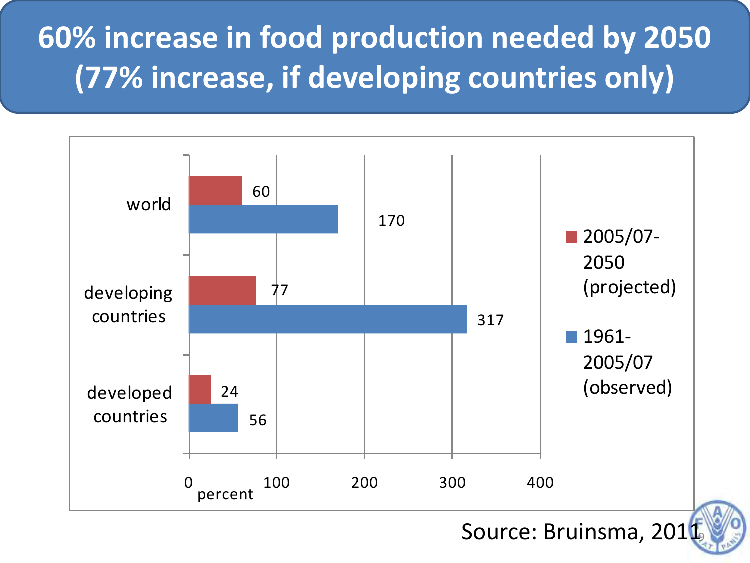# 60% increase in food production needed by 2050 (77% increase, if developing countries only)

| | 2005/07-2050 (projected) | 1961-2005/07 (observed) |
|---|---|---|
| world | 60 | 170 |
| developing countries | 77 | 317 |
| developed countries | 24 | 56 |

percent

Source: Bruinsma, 2011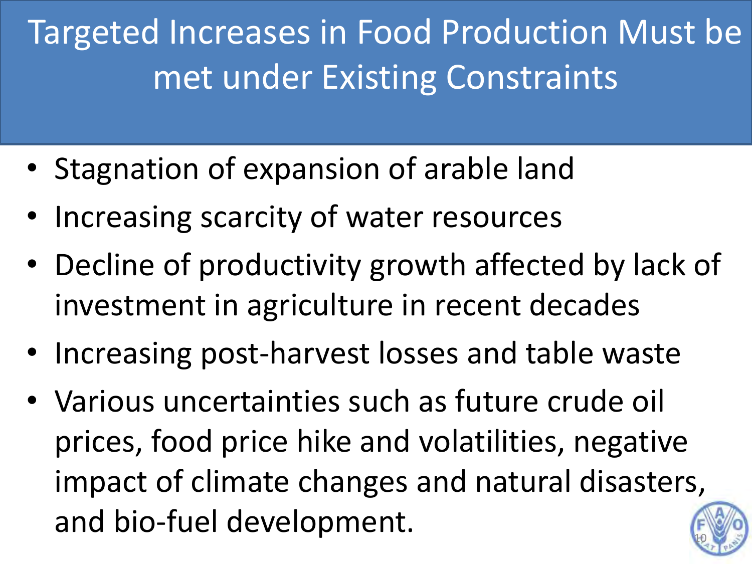# Targeted Increases in Food Production Must be met under Existing Constraints

- Stagnation of expansion of arable land
- Increasing scarcity of water resources
- Decline of productivity growth affected by lack of investment in agriculture in recent decades
- Increasing post-harvest losses and table waste
- Various uncertainties such as future crude oil prices, food price hike and volatilities, negative impact of climate changes and natural disasters, and bio-fuel development.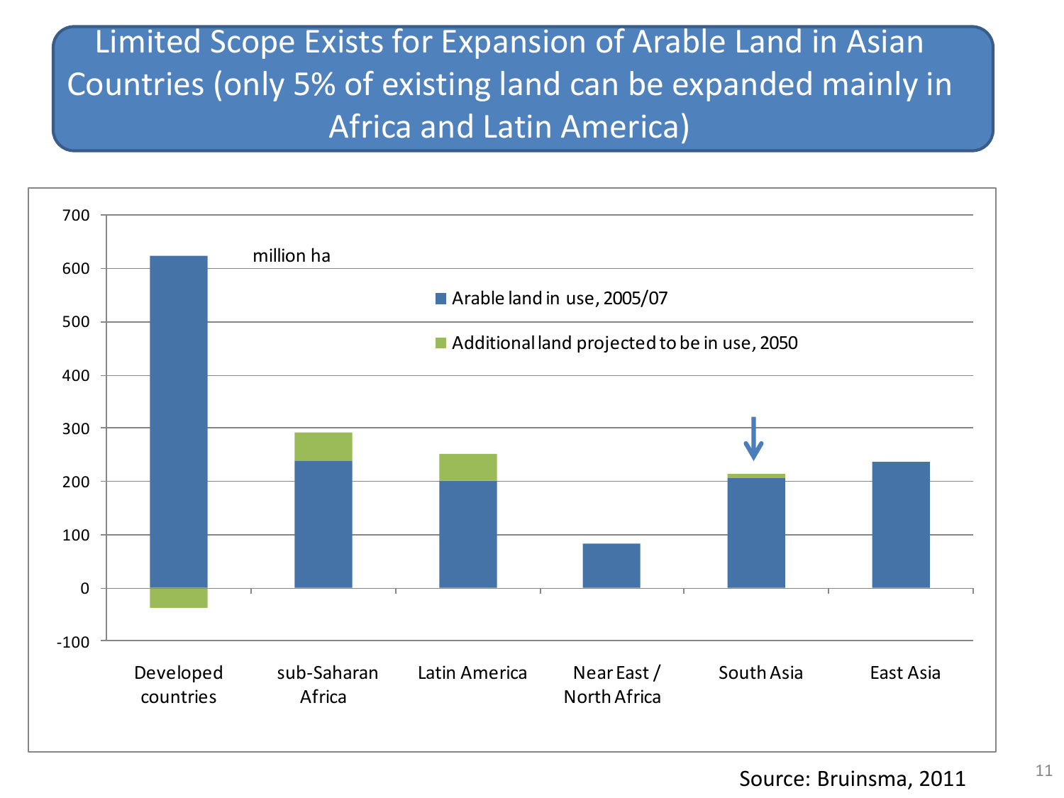# Limited Scope Exists for Expansion of Arable Land in Asian Countries (only 5% of existing land can be expanded mainly in Africa and Latin America)

million ha

- Arable land in use, 2005/07
- Additional land projected to be in use, 2050

Developed countries | sub-Saharan Africa | Latin America | Near East / North Africa | South Asia | East Asia

Source: Bruinsma, 2011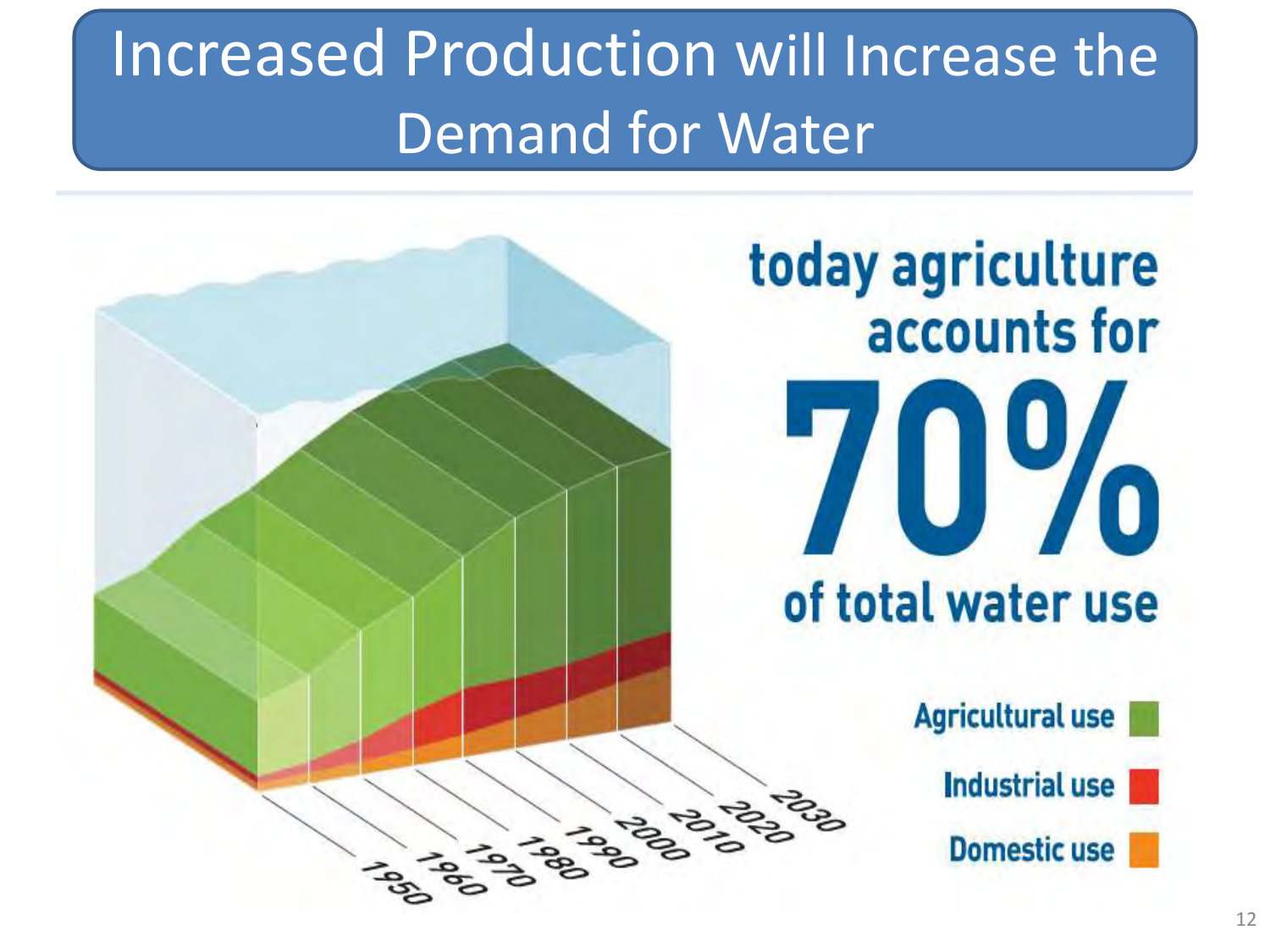# Increased Production will Increase the Demand for Water

today agriculture accounts for

**70%**

of total water use

- Agricultural use
- Industrial use
- Domestic use

1950 1960 1970 1980 1990 2000 2010 2020 2030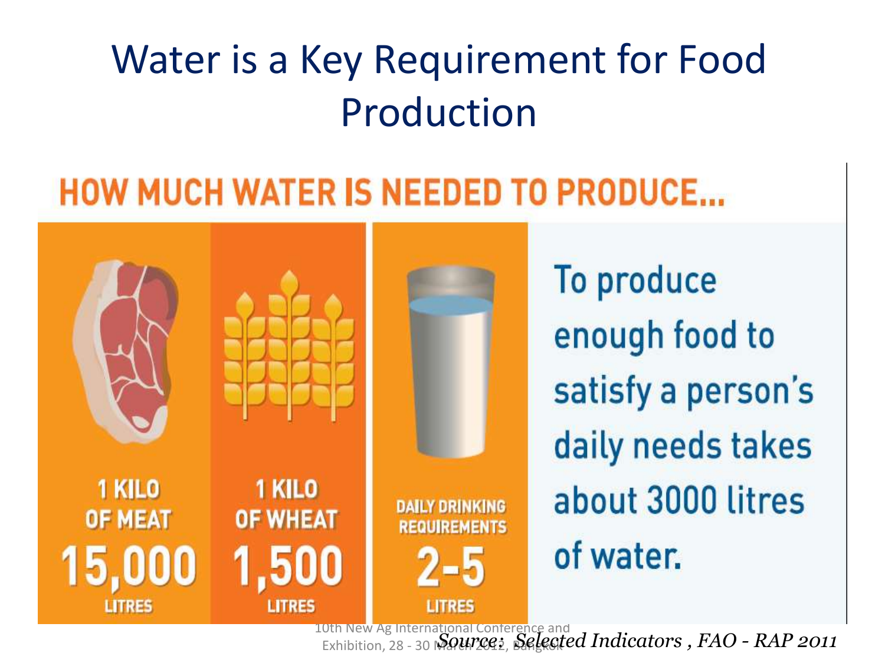# Water is a Key Requirement for Food Production

## HOW MUCH WATER IS NEEDED TO PRODUCE...

**1 KILO OF MEAT**
**15,000** LITRES

**1 KILO OF WHEAT**
**1,500** LITRES

**DAILY DRINKING REQUIREMENTS**
**2-5** LITRES

To produce enough food to satisfy a person's daily needs takes about 3000 litres of water.

*Source: Selected Indicators , FAO - RAP 2011*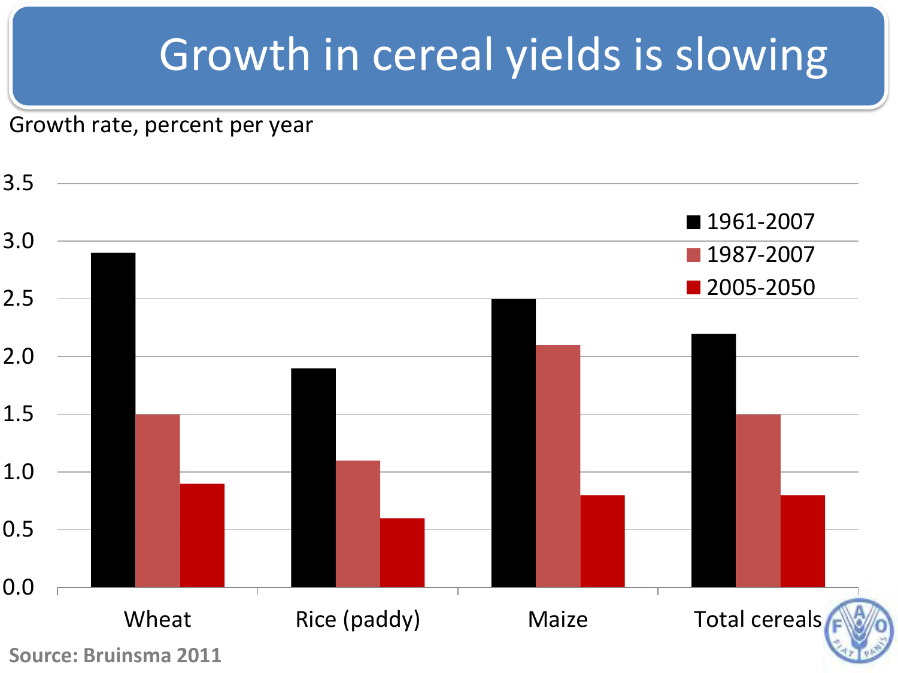# Growth in cereal yields is slowing

Growth rate, percent per year

| | 1961-2007 | 1987-2007 | 2005-2050 |
|---|---|---|---|
| Wheat | 2.9 | 1.5 | 0.9 |
| Rice (paddy) | 1.9 | 1.1 | 0.6 |
| Maize | 2.5 | 2.1 | 0.8 |
| Total cereals | 2.2 | 1.5 | 0.8 |

**Source: Bruinsma 2011**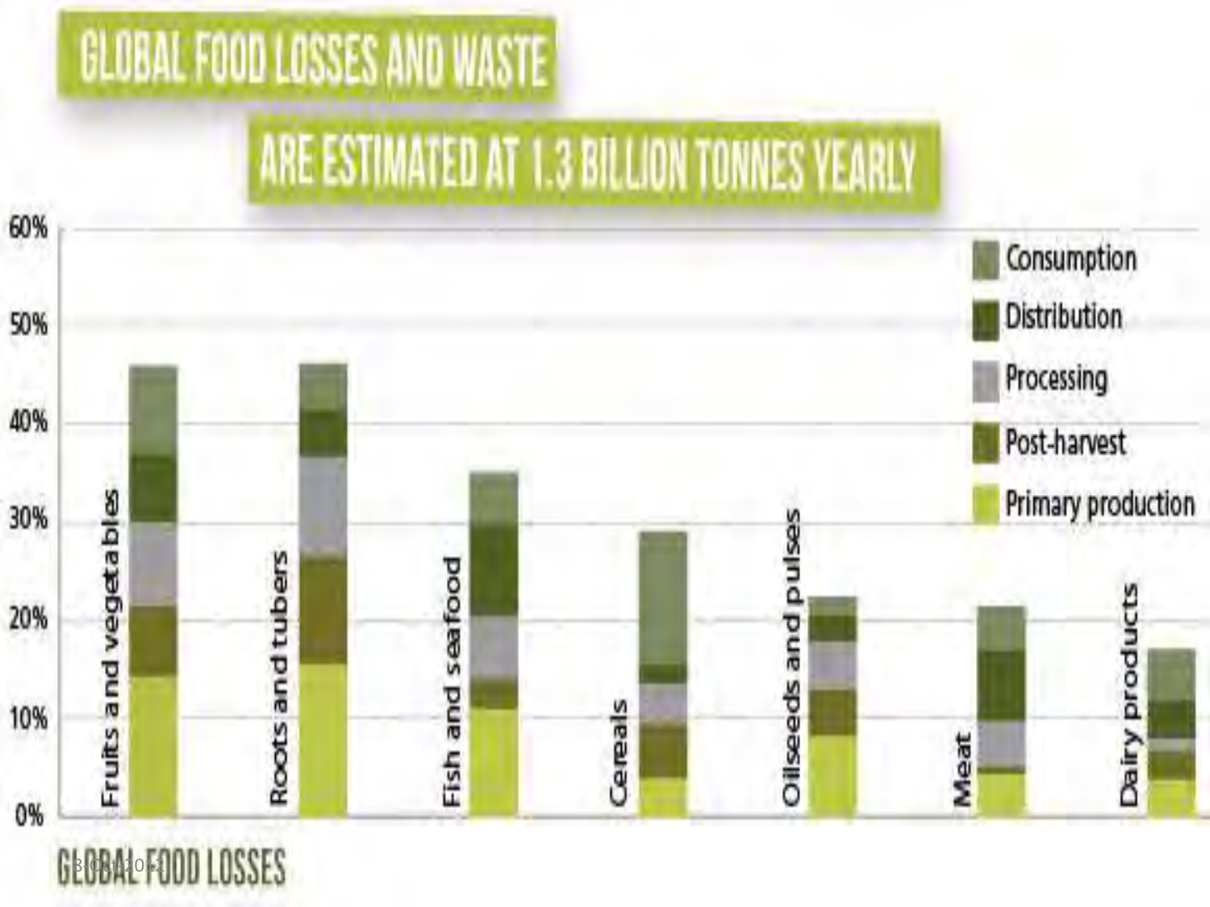# GLOBAL FOOD LOSSES AND WASTE ARE ESTIMATED AT 1.3 BILLION TONNES YEARLY

GLOBAL FOOD LOSSES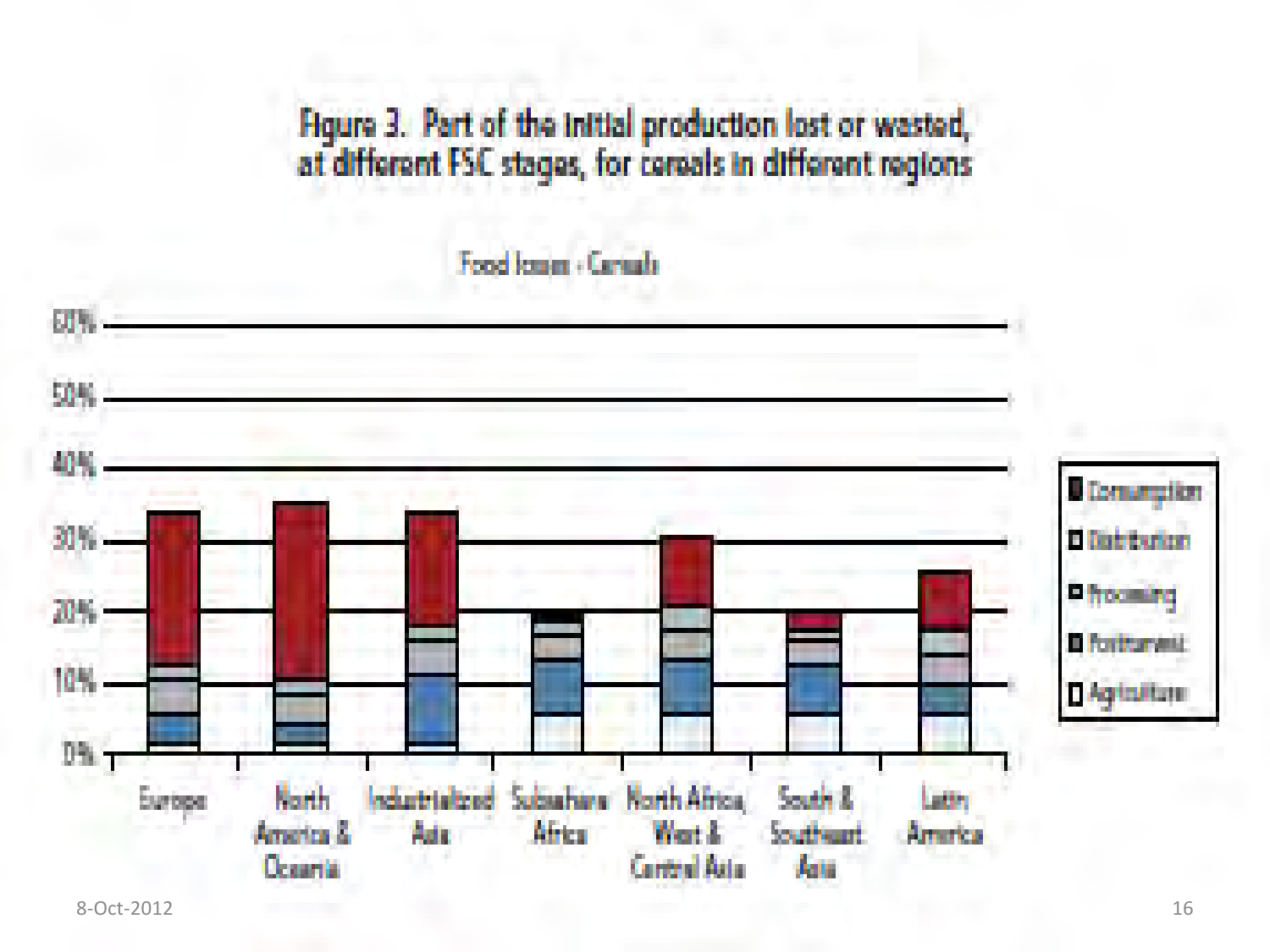# Figure 3. Part of the initial production lost or wasted, at different FSC stages, for cereals in different regions

Food losses - Cereals

| Region | Legend |
|---|---|
| Europe | Consumption |
| North America & Oceania | Distribution |
| Industrialized Asia | Processing |
| Subsahara Africa | Postharvest |
| North Africa, West & Central Asia | Agriculture |
| South & Southeast Asia | |
| Latin America | |

Y-axis: 0%, 10%, 20%, 30%, 40%, 50%, 60%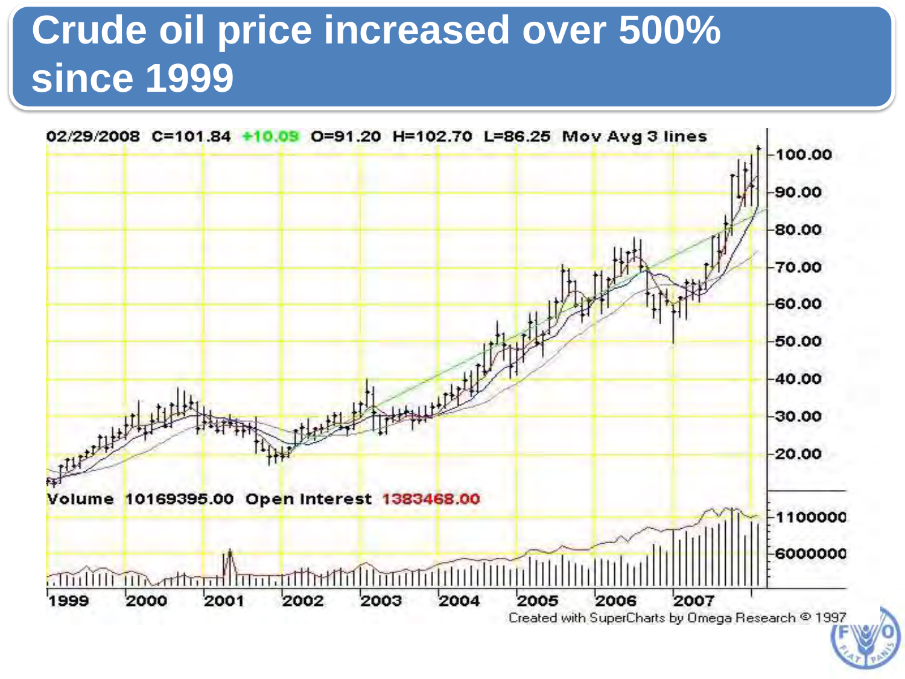# Crude oil price increased over 500% since 1999

02/29/2008 C=101.84 +10.09 O=91.20 H=102.70 L=86.25 Mov Avg 3 lines

Volume 10169395.00 Open Interest 1383468.00

Created with SuperCharts by Omega Research © 1997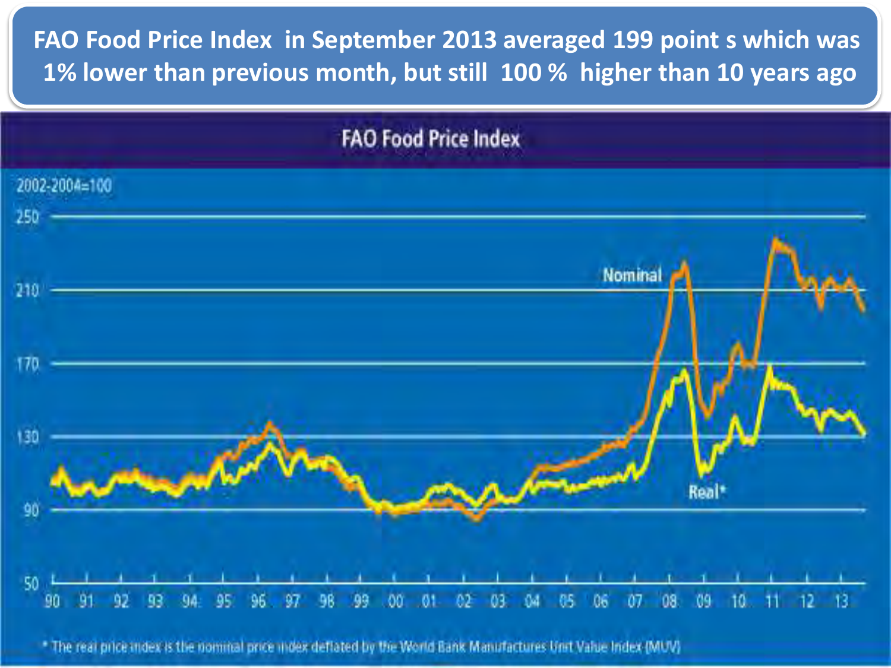**FAO Food Price Index in September 2013 averaged 199 point s which was 1% lower than previous month, but still 100 % higher than 10 years ago**

FAO Food Price Index

2002-2004=100

Nominal

Real*

\* The real price index is the nominal price index deflated by the World Bank Manufactures Unit Value Index (MUV)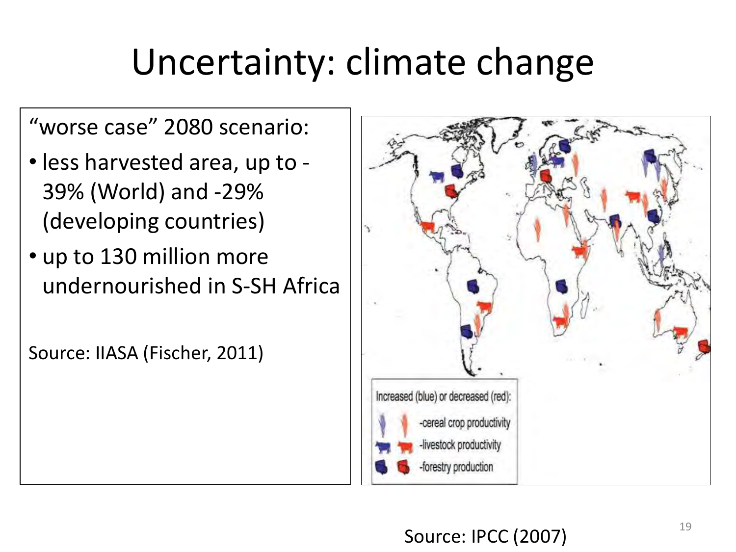# Uncertainty: climate change

"worse case" 2080 scenario:

- less harvested area, up to -39% (World) and -29% (developing countries)
- up to 130 million more undernourished in S-SH Africa

Source: IIASA (Fischer, 2011)

Increased (blue) or decreased (red):

- cereal crop productivity
- livestock productivity
- forestry production

Source: IPCC (2007)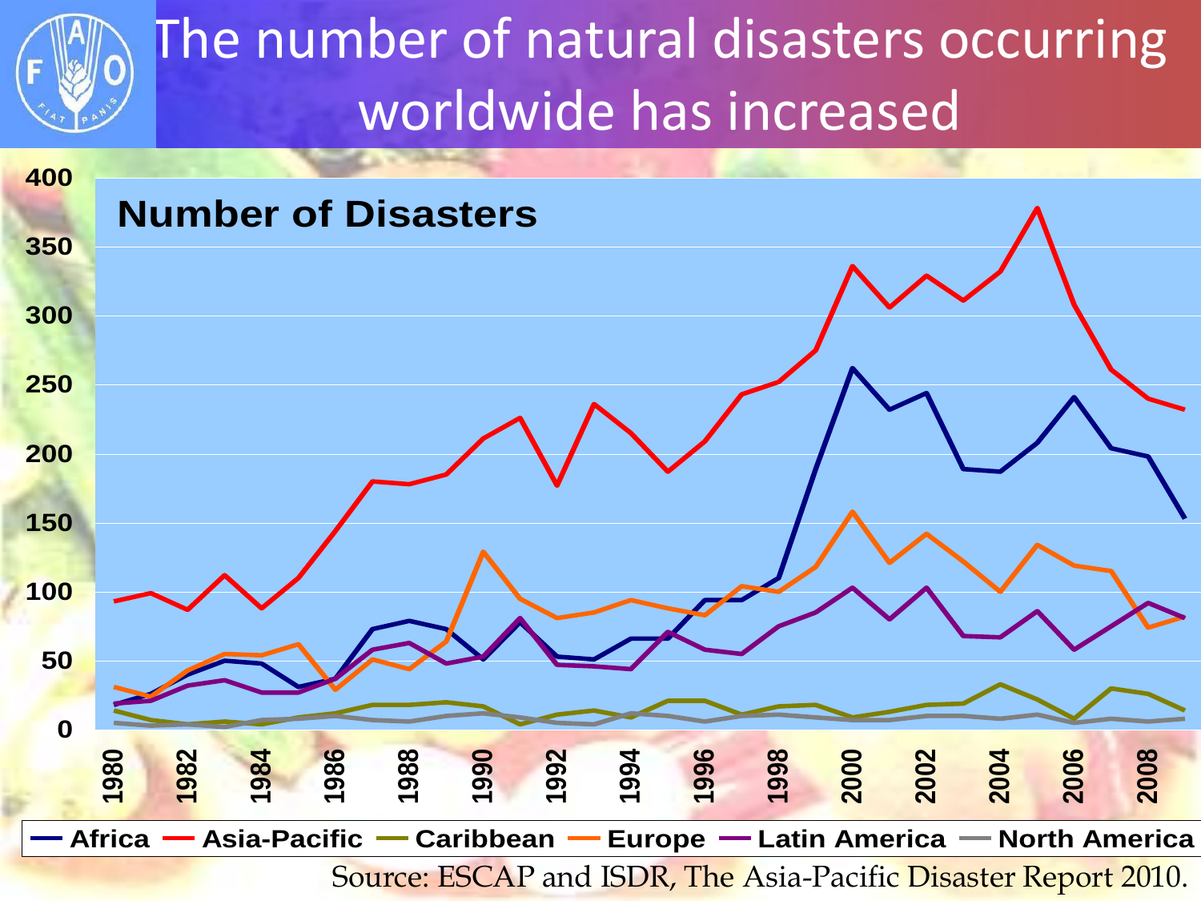# The number of natural disasters occurring worldwide has increased

**Number of Disasters**

Africa | Asia-Pacific | Caribbean | Europe | Latin America | North America

Source: ESCAP and ISDR, The Asia-Pacific Disaster Report 2010.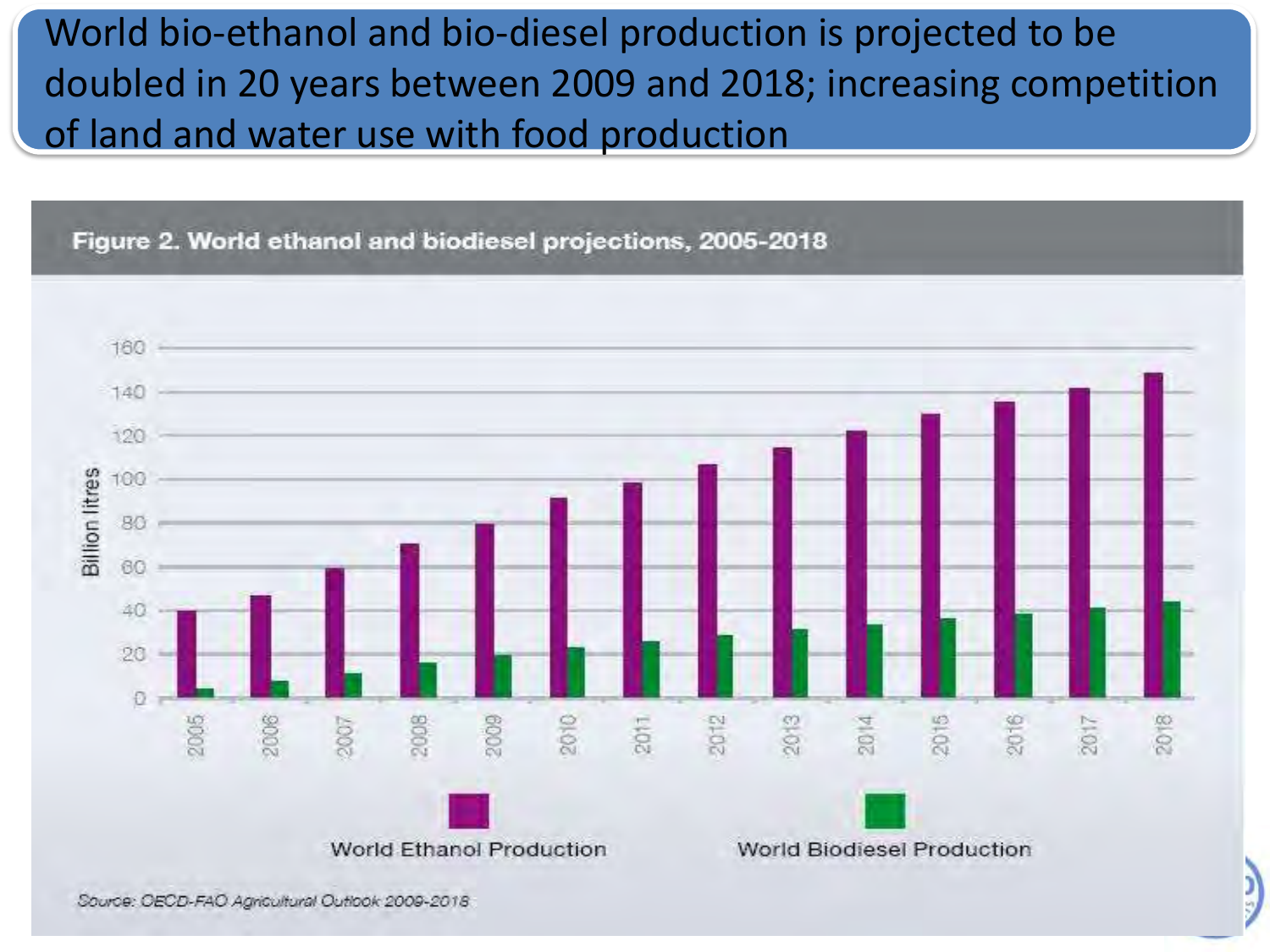World bio-ethanol and bio-diesel production is projected to be doubled in 20 years between 2009 and 2018; increasing competition of land and water use with food production

**Figure 2. World ethanol and biodiesel projections, 2005-2018**

Billion litres

World Ethanol Production

World Biodiesel Production

*Source: OECD-FAO Agricultural Outlook 2009-2018*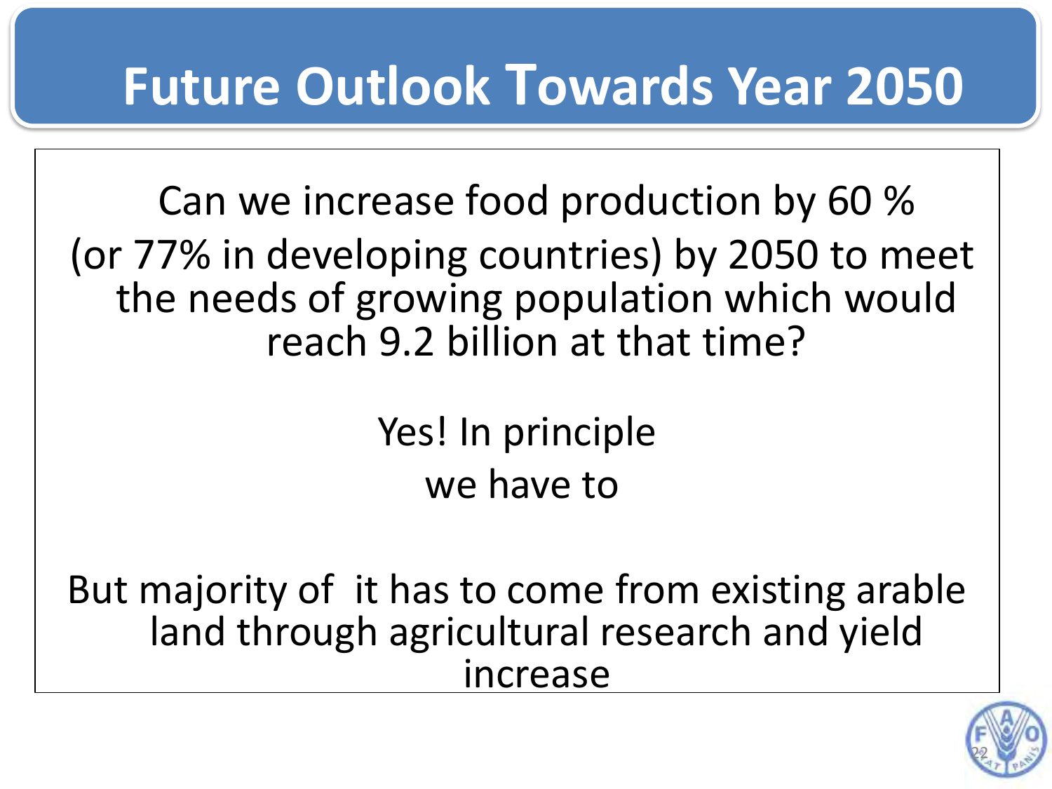# Future Outlook Towards Year 2050

Can we increase food production by 60 % (or 77% in developing countries) by 2050 to meet the needs of growing population which would reach 9.2 billion at that time?

Yes! In principle

we have to

But majority of it has to come from existing arable land through agricultural research and yield increase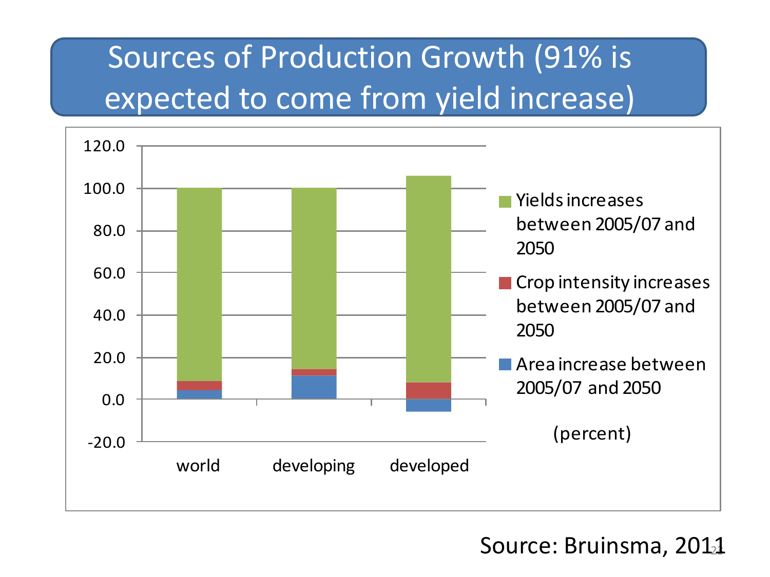# Sources of Production Growth (91% is expected to come from yield increase)

120.0
100.0
80.0
60.0
40.0
20.0
0.0
-20.0

world | developing | developed

- Yields increases between 2005/07 and 2050
- Crop intensity increases between 2005/07 and 2050
- Area increase between 2005/07 and 2050

(percent)

Source: Bruinsma, 2011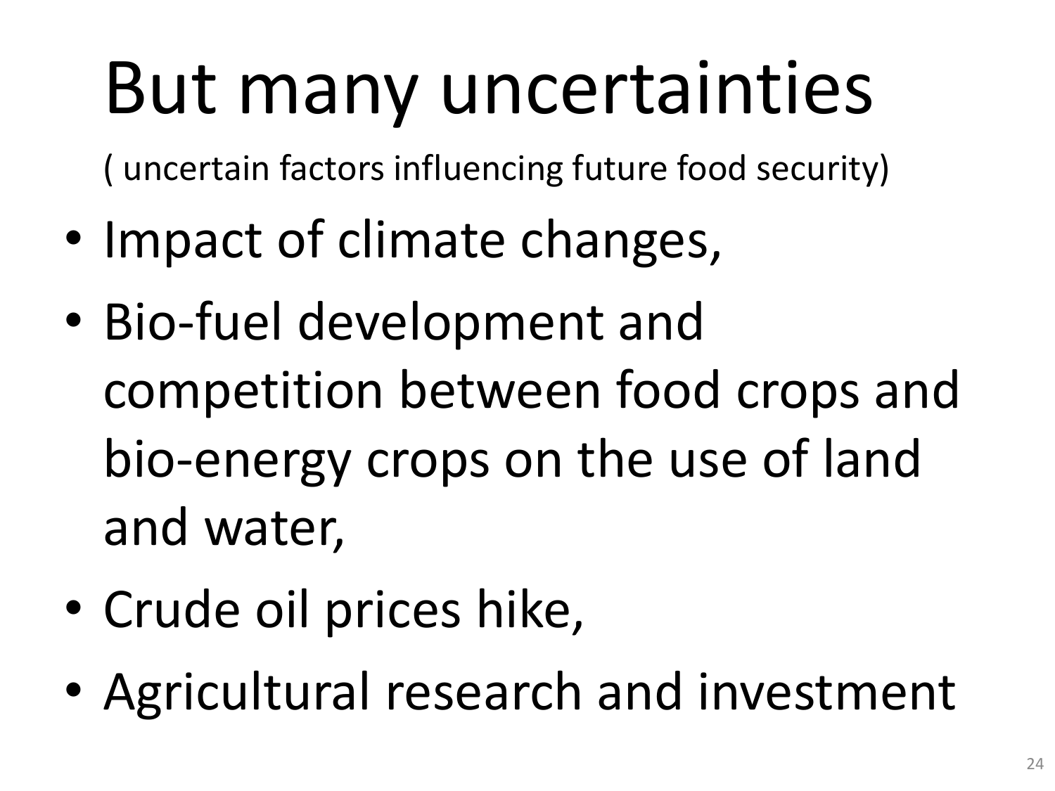# But many uncertainties

( uncertain factors influencing future food security)

- Impact of climate changes,
- Bio-fuel development and competition between food crops and bio-energy crops on the use of land and water,
- Crude oil prices hike,
- Agricultural research and investment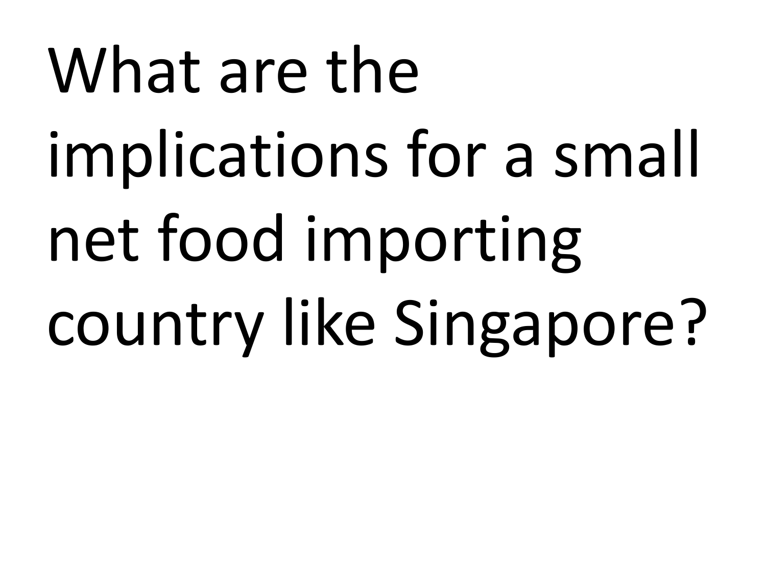# What are the implications for a small net food importing country like Singapore?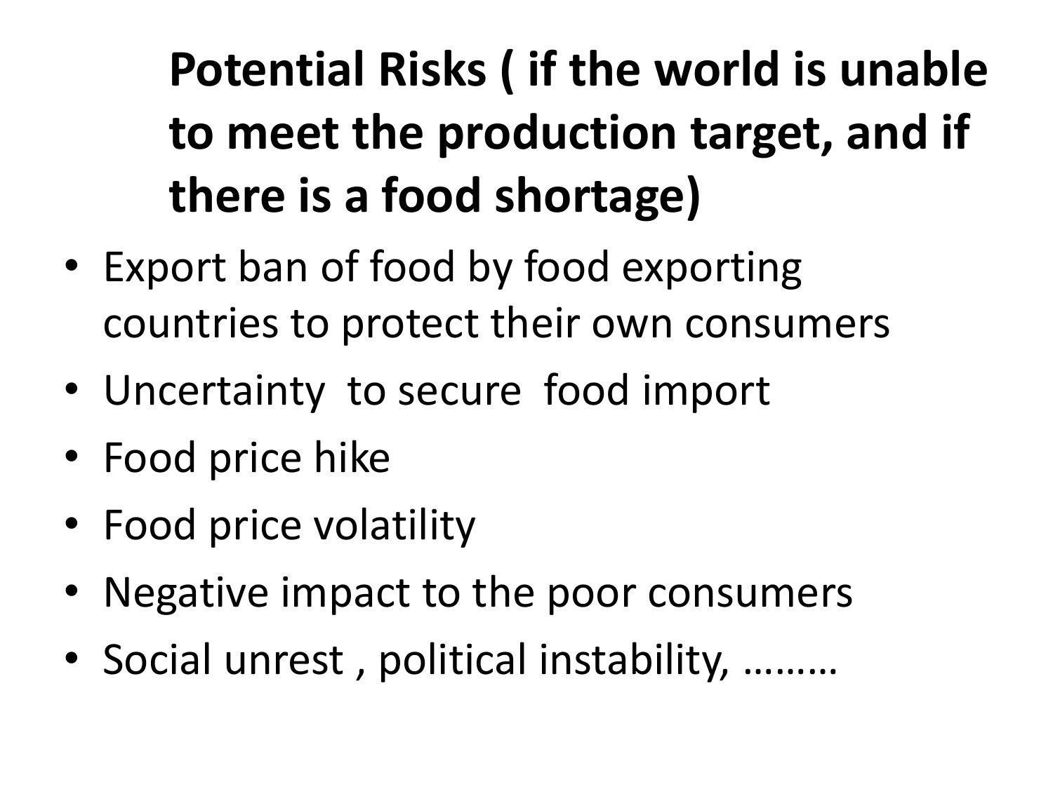# Potential Risks ( if the world is unable to meet the production target, and if there is a food shortage)

- Export ban of food by food exporting countries to protect their own consumers
- Uncertainty  to secure  food import
- Food price hike
- Food price volatility
- Negative impact to the poor consumers
- Social unrest , political instability, ………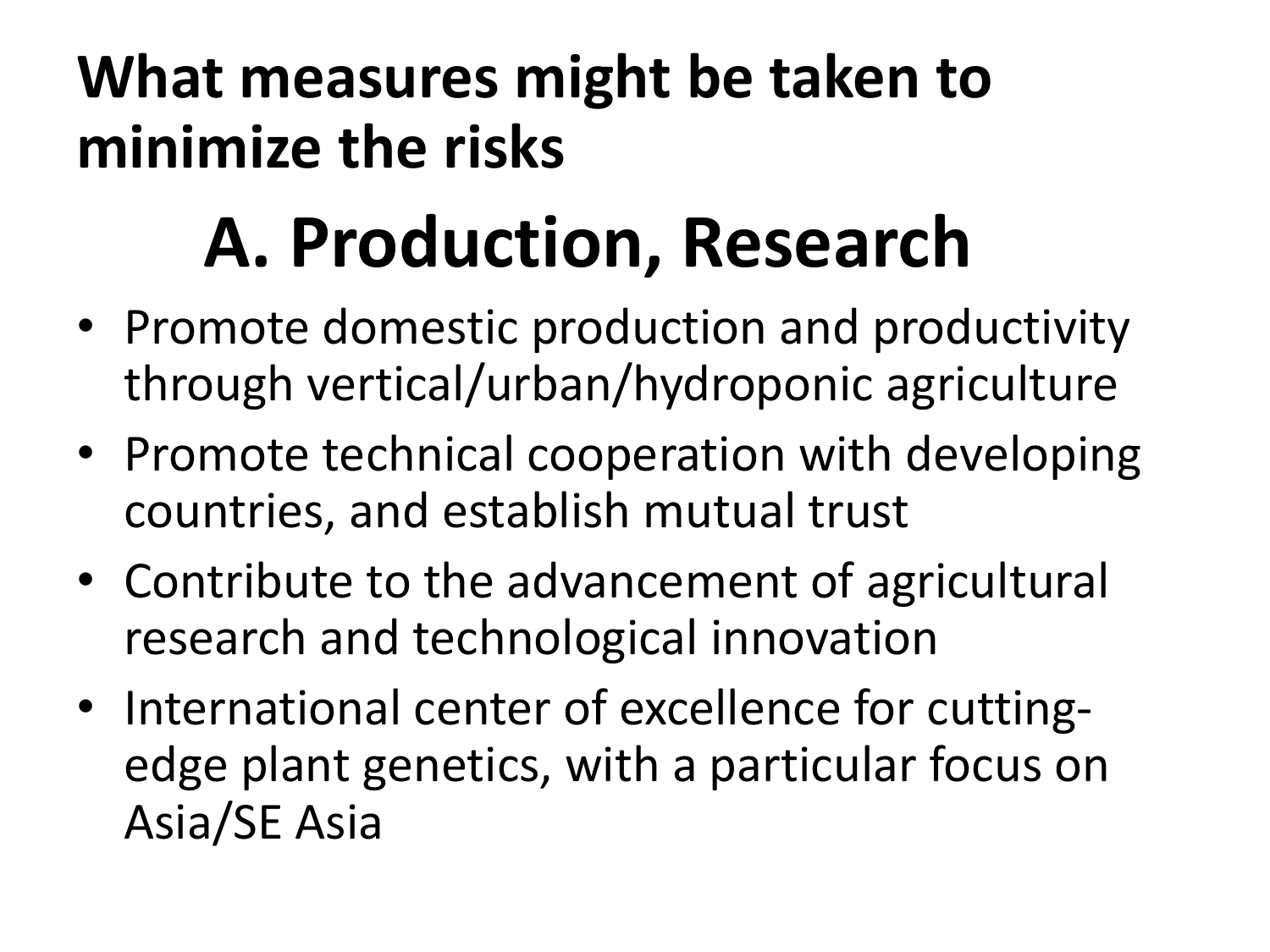# What measures might be taken to minimize the risks

## A. Production, Research

- Promote domestic production and productivity through vertical/urban/hydroponic agriculture
- Promote technical cooperation with developing countries, and establish mutual trust
- Contribute to the advancement of agricultural research and technological innovation
- International center of excellence for cutting-edge plant genetics, with a particular focus on Asia/SE Asia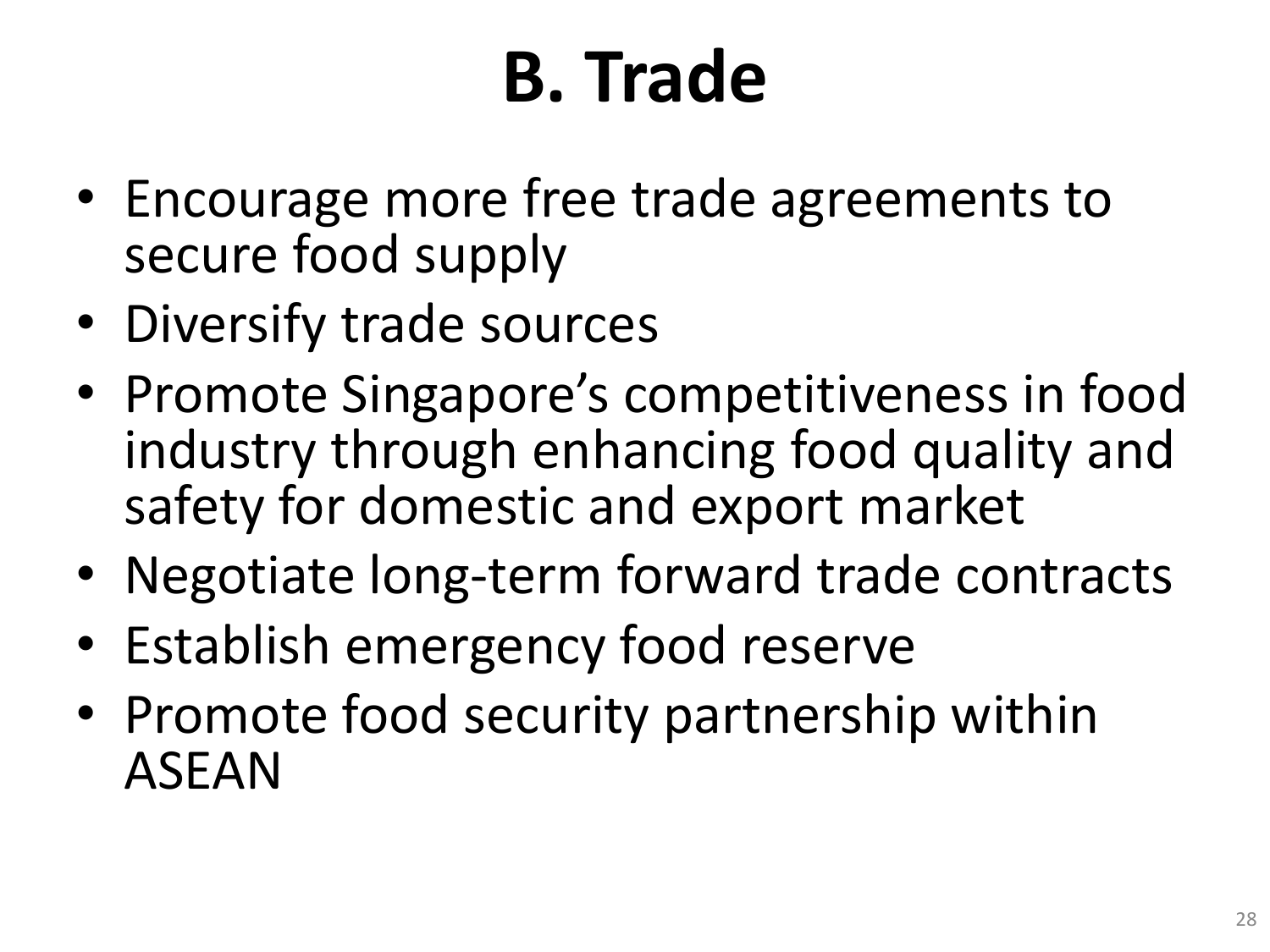# B. Trade

- Encourage more free trade agreements to secure food supply
- Diversify trade sources
- Promote Singapore's competitiveness in food industry through enhancing food quality and safety for domestic and export market
- Negotiate long-term forward trade contracts
- Establish emergency food reserve
- Promote food security partnership within ASEAN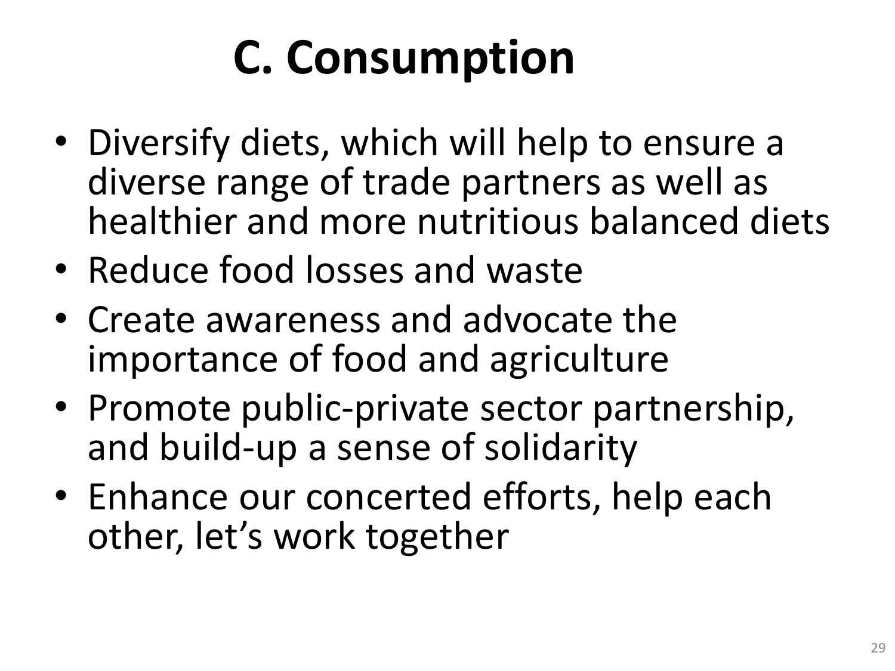# C. Consumption

- Diversify diets, which will help to ensure a diverse range of trade partners as well as healthier and more nutritious balanced diets
- Reduce food losses and waste
- Create awareness and advocate the importance of food and agriculture
- Promote public-private sector partnership, and build-up a sense of solidarity
- Enhance our concerted efforts, help each other, let's work together